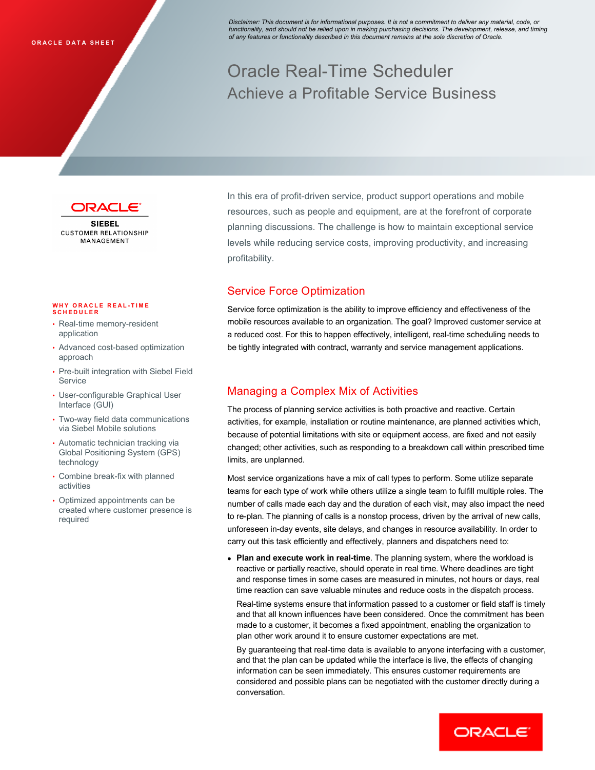ORACLE DATA SHEET

*Disclaimer: This document is for informational purposes. It is not a commitment to deliver any material, code, or functionality, and should not be relied upon in making purchasing decisions. The development, release, and timing of any features or functionality described in this document remains at the sole discretion of Oracle.*

# Oracle Real-Time Scheduler

## Achieve a Profitable Service Business

ORACLE

SIEBEL

CUSTOMER RELATIONSHIP MANAGEMENT

In this era of profit-driven service, product support operations and mobile resources, such as people and equipment, are at the forefront of corporate planning discussions. The challenge is how to maintain exceptional service levels while reducing service costs, improving productivity, and increasing profitability.

**WHY ORACLE REAL-TIME SCHEDULER**

- Real-time memory-resident application
- Advanced cost-based optimization approach
- Pre-built integration with Siebel Field Service
- User-configurable Graphical User Interface (GUI)
- Two-way field data communications via Siebel Mobile solutions
- Automatic technician tracking via Global Positioning System (GPS) technology
- Combine break-fix with planned activities
- Optimized appointments can be created where customer presence is required

## Service Force Optimization

Service force optimization is the ability to improve efficiency and effectiveness of the mobile resources available to an organization. The goal? Improved customer service at a reduced cost. For this to happen effectively, intelligent, real-time scheduling needs to be tightly integrated with contract, warranty and service management applications.

## Managing a Complex Mix of Activities

The process of planning service activities is both proactive and reactive. Certain activities, for example, installation or routine maintenance, are planned activities which, because of potential limitations with site or equipment access, are fixed and not easily changed; other activities, such as responding to a breakdown call within prescribed time limits, are unplanned.

Most service organizations have a mix of call types to perform. Some utilize separate teams for each type of work while others utilize a single team to fulfill multiple roles. The number of calls made each day and the duration of each visit, may also impact the need to re-plan. The planning of calls is a nonstop process, driven by the arrival of new calls, unforeseen in-day events, site delays, and changes in resource availability. In order to carry out this task efficiently and effectively, planners and dispatchers need to:

- **Plan and execute work in real-time**. The planning system, where the workload is reactive or partially reactive, should operate in real time. Where deadlines are tight and response times in some cases are measured in minutes, not hours or days, real time reaction can save valuable minutes and reduce costs in the dispatch process.

  Real-time systems ensure that information passed to a customer or field staff is timely and that all known influences have been considered. Once the commitment has been made to a customer, it becomes a fixed appointment, enabling the organization to plan other work around it to ensure customer expectations are met.

  By guaranteeing that real-time data is available to anyone interfacing with a customer, and that the plan can be updated while the interface is live, the effects of changing information can be seen immediately. This ensures customer requirements are considered and possible plans can be negotiated with the customer directly during a conversation.

ORACLE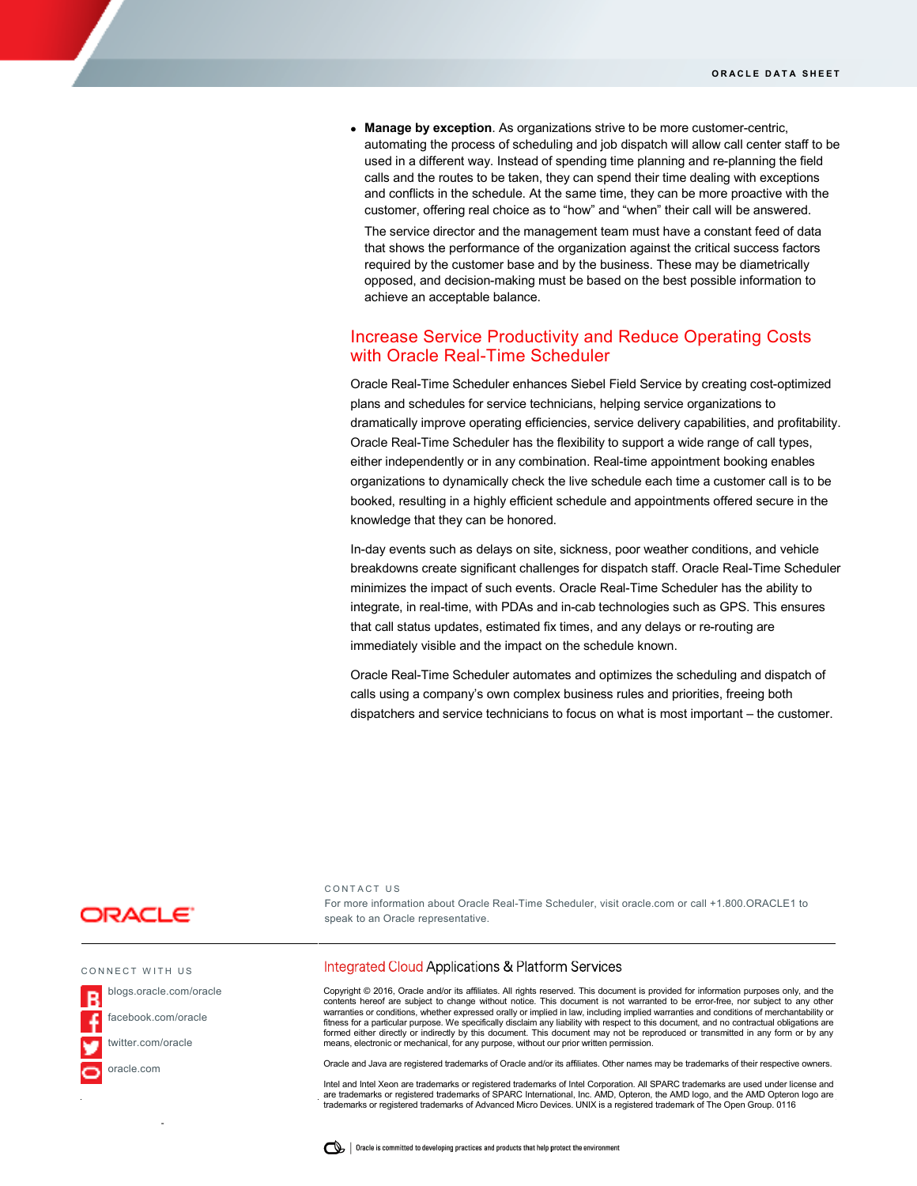- **Manage by exception**. As organizations strive to be more customer-centric, automating the process of scheduling and job dispatch will allow call center staff to be used in a different way. Instead of spending time planning and re-planning the field calls and the routes to be taken, they can spend their time dealing with exceptions and conflicts in the schedule. At the same time, they can be more proactive with the customer, offering real choice as to "how" and "when" their call will be answered.

  The service director and the management team must have a constant feed of data that shows the performance of the organization against the critical success factors required by the customer base and by the business. These may be diametrically opposed, and decision-making must be based on the best possible information to achieve an acceptable balance.

## Increase Service Productivity and Reduce Operating Costs with Oracle Real-Time Scheduler

Oracle Real-Time Scheduler enhances Siebel Field Service by creating cost-optimized plans and schedules for service technicians, helping service organizations to dramatically improve operating efficiencies, service delivery capabilities, and profitability. Oracle Real-Time Scheduler has the flexibility to support a wide range of call types, either independently or in any combination. Real-time appointment booking enables organizations to dynamically check the live schedule each time a customer call is to be booked, resulting in a highly efficient schedule and appointments offered secure in the knowledge that they can be honored.

In-day events such as delays on site, sickness, poor weather conditions, and vehicle breakdowns create significant challenges for dispatch staff. Oracle Real-Time Scheduler minimizes the impact of such events. Oracle Real-Time Scheduler has the ability to integrate, in real-time, with PDAs and in-cab technologies such as GPS. This ensures that call status updates, estimated fix times, and any delays or re-routing are immediately visible and the impact on the schedule known.

Oracle Real-Time Scheduler automates and optimizes the scheduling and dispatch of calls using a company's own complex business rules and priorities, freeing both dispatchers and service technicians to focus on what is most important – the customer.

ORACLE

CONTACT US

For more information about Oracle Real-Time Scheduler, visit oracle.com or call +1.800.ORACLE1 to speak to an Oracle representative.

CONNECT WITH US

- blogs.oracle.com/oracle
- facebook.com/oracle
- twitter.com/oracle
- oracle.com

Integrated Cloud Applications & Platform Services

Copyright © 2016, Oracle and/or its affiliates. All rights reserved. This document is provided for information purposes only, and the contents hereof are subject to change without notice. This document is not warranted to be error-free, nor subject to any other warranties or conditions, whether expressed orally or implied in law, including implied warranties and conditions of merchantability or fitness for a particular purpose. We specifically disclaim any liability with respect to this document, and no contractual obligations are formed either directly or indirectly by this document. This document may not be reproduced or transmitted in any form or by any means, electronic or mechanical, for any purpose, without our prior written permission.

Oracle and Java are registered trademarks of Oracle and/or its affiliates. Other names may be trademarks of their respective owners.

Intel and Intel Xeon are trademarks or registered trademarks of Intel Corporation. All SPARC trademarks are used under license and are trademarks or registered trademarks of SPARC International, Inc. AMD, Opteron, the AMD logo, and the AMD Opteron logo are trademarks or registered trademarks of Advanced Micro Devices. UNIX is a registered trademark of The Open Group. 0116

Oracle is committed to developing practices and products that help protect the environment